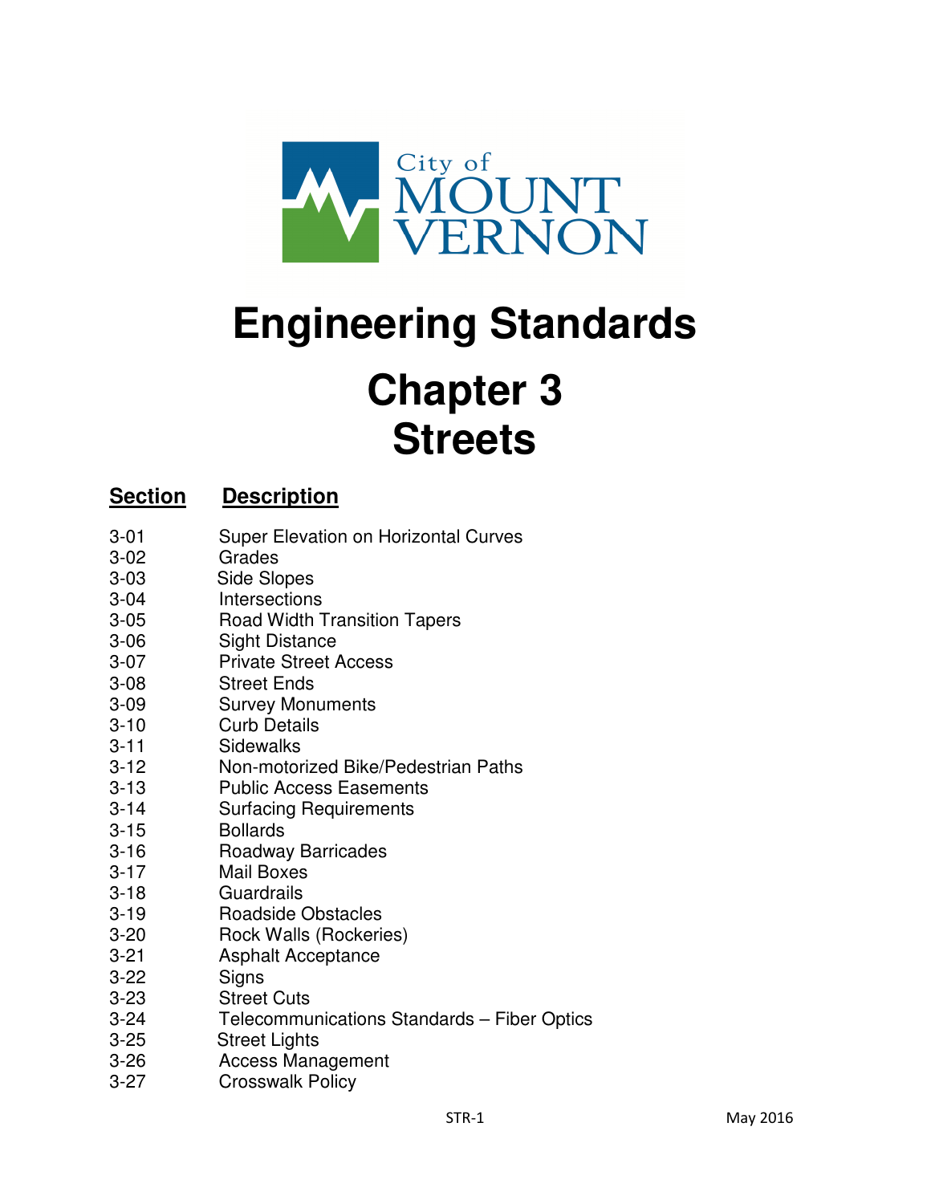City of MOUNT VERNON

# Engineering Standards

# Chapter 3
# Streets

| Section | Description |
|---|---|
| 3-01 | Super Elevation on Horizontal Curves |
| 3-02 | Grades |
| 3-03 | Side Slopes |
| 3-04 | Intersections |
| 3-05 | Road Width Transition Tapers |
| 3-06 | Sight Distance |
| 3-07 | Private Street Access |
| 3-08 | Street Ends |
| 3-09 | Survey Monuments |
| 3-10 | Curb Details |
| 3-11 | Sidewalks |
| 3-12 | Non-motorized Bike/Pedestrian Paths |
| 3-13 | Public Access Easements |
| 3-14 | Surfacing Requirements |
| 3-15 | Bollards |
| 3-16 | Roadway Barricades |
| 3-17 | Mail Boxes |
| 3-18 | Guardrails |
| 3-19 | Roadside Obstacles |
| 3-20 | Rock Walls (Rockeries) |
| 3-21 | Asphalt Acceptance |
| 3-22 | Signs |
| 3-23 | Street Cuts |
| 3-24 | Telecommunications Standards – Fiber Optics |
| 3-25 | Street Lights |
| 3-26 | Access Management |
| 3-27 | Crosswalk Policy |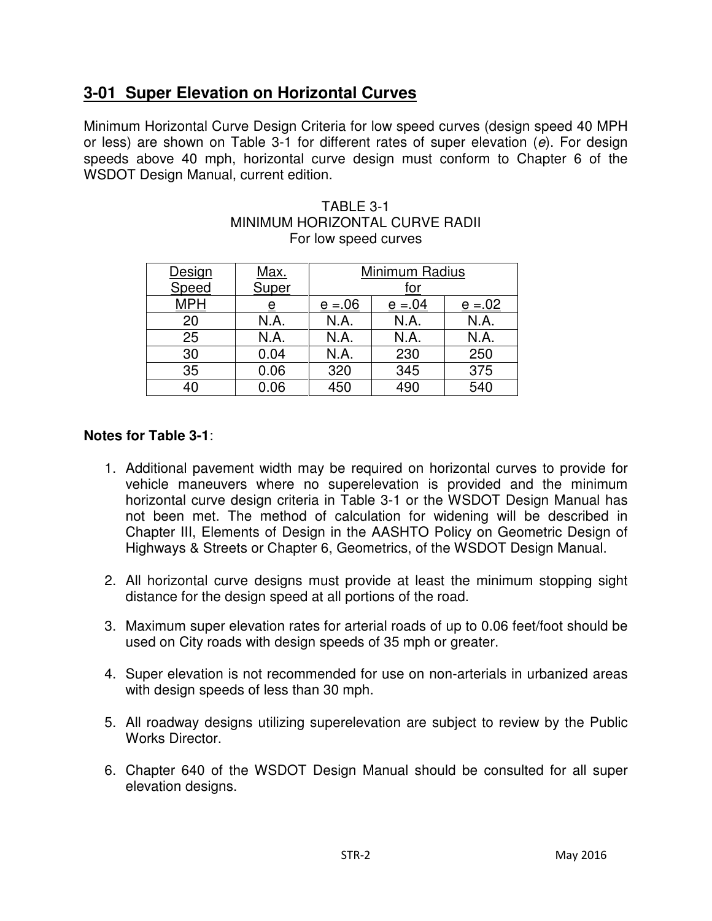## 3-01 Super Elevation on Horizontal Curves

Minimum Horizontal Curve Design Criteria for low speed curves (design speed 40 MPH or less) are shown on Table 3-1 for different rates of super elevation (*e*). For design speeds above 40 mph, horizontal curve design must conform to Chapter 6 of the WSDOT Design Manual, current edition.

TABLE 3-1
MINIMUM HORIZONTAL CURVE RADII
For low speed curves

| Design Speed | Max. Super | Minimum Radius for | | |
|---|---|---|---|---|
| MPH | e | e =.06 | e =.04 | e =.02 |
| 20 | N.A. | N.A. | N.A. | N.A. |
| 25 | N.A. | N.A. | N.A. | N.A. |
| 30 | 0.04 | N.A. | 230 | 250 |
| 35 | 0.06 | 320 | 345 | 375 |
| 40 | 0.06 | 450 | 490 | 540 |

**Notes for Table 3-1**:

1. Additional pavement width may be required on horizontal curves to provide for vehicle maneuvers where no superelevation is provided and the minimum horizontal curve design criteria in Table 3-1 or the WSDOT Design Manual has not been met. The method of calculation for widening will be described in Chapter III, Elements of Design in the AASHTO Policy on Geometric Design of Highways & Streets or Chapter 6, Geometrics, of the WSDOT Design Manual.

2. All horizontal curve designs must provide at least the minimum stopping sight distance for the design speed at all portions of the road.

3. Maximum super elevation rates for arterial roads of up to 0.06 feet/foot should be used on City roads with design speeds of 35 mph or greater.

4. Super elevation is not recommended for use on non-arterials in urbanized areas with design speeds of less than 30 mph.

5. All roadway designs utilizing superelevation are subject to review by the Public Works Director.

6. Chapter 640 of the WSDOT Design Manual should be consulted for all super elevation designs.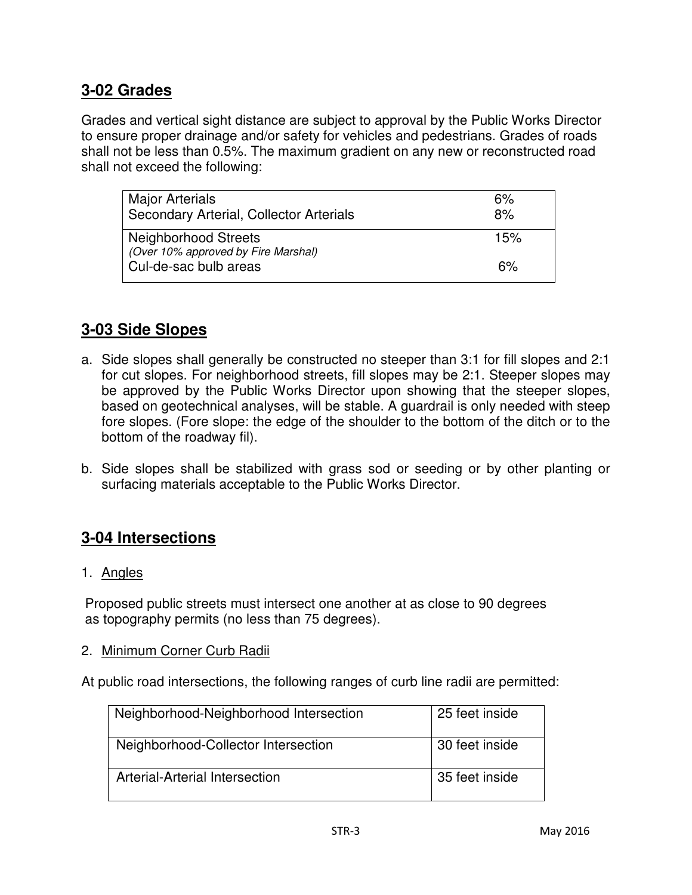## 3-02 Grades

Grades and vertical sight distance are subject to approval by the Public Works Director to ensure proper drainage and/or safety for vehicles and pedestrians. Grades of roads shall not be less than 0.5%. The maximum gradient on any new or reconstructed road shall not exceed the following:

| | |
|---|---|
| Major Arterials | 6% |
| Secondary Arterial, Collector Arterials | 8% |
| Neighborhood Streets<br>*(Over 10% approved by Fire Marshal)* | 15% |
| Cul-de-sac bulb areas | 6% |

## 3-03 Side Slopes

a. Side slopes shall generally be constructed no steeper than 3:1 for fill slopes and 2:1 for cut slopes. For neighborhood streets, fill slopes may be 2:1. Steeper slopes may be approved by the Public Works Director upon showing that the steeper slopes, based on geotechnical analyses, will be stable. A guardrail is only needed with steep fore slopes. (Fore slope: the edge of the shoulder to the bottom of the ditch or to the bottom of the roadway fil).

b. Side slopes shall be stabilized with grass sod or seeding or by other planting or surfacing materials acceptable to the Public Works Director.

## 3-04 Intersections

1. Angles

Proposed public streets must intersect one another at as close to 90 degrees as topography permits (no less than 75 degrees).

2. Minimum Corner Curb Radii

At public road intersections, the following ranges of curb line radii are permitted:

| | |
|---|---|
| Neighborhood-Neighborhood Intersection | 25 feet inside |
| Neighborhood-Collector Intersection | 30 feet inside |
| Arterial-Arterial Intersection | 35 feet inside |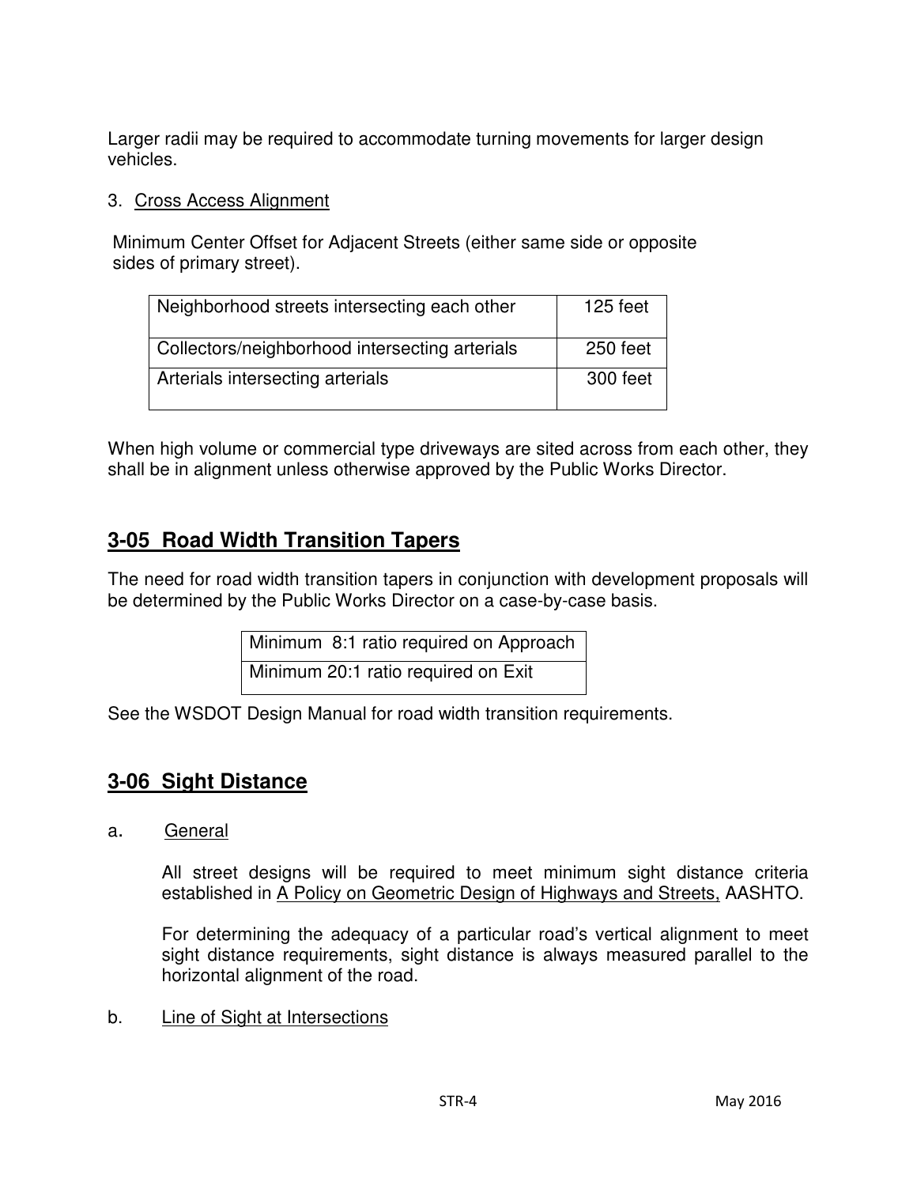Larger radii may be required to accommodate turning movements for larger design vehicles.

3. Cross Access Alignment

Minimum Center Offset for Adjacent Streets (either same side or opposite sides of primary street).

| Neighborhood streets intersecting each other | 125 feet |
|---|---|
| Collectors/neighborhood intersecting arterials | 250 feet |
| Arterials intersecting arterials | 300 feet |

When high volume or commercial type driveways are sited across from each other, they shall be in alignment unless otherwise approved by the Public Works Director.

## 3-05 Road Width Transition Tapers

The need for road width transition tapers in conjunction with development proposals will be determined by the Public Works Director on a case-by-case basis.

| Minimum 8:1 ratio required on Approach |
|---|
| Minimum 20:1 ratio required on Exit |

See the WSDOT Design Manual for road width transition requirements.

## 3-06 Sight Distance

a. General

All street designs will be required to meet minimum sight distance criteria established in A Policy on Geometric Design of Highways and Streets, AASHTO.

For determining the adequacy of a particular road's vertical alignment to meet sight distance requirements, sight distance is always measured parallel to the horizontal alignment of the road.

b. Line of Sight at Intersections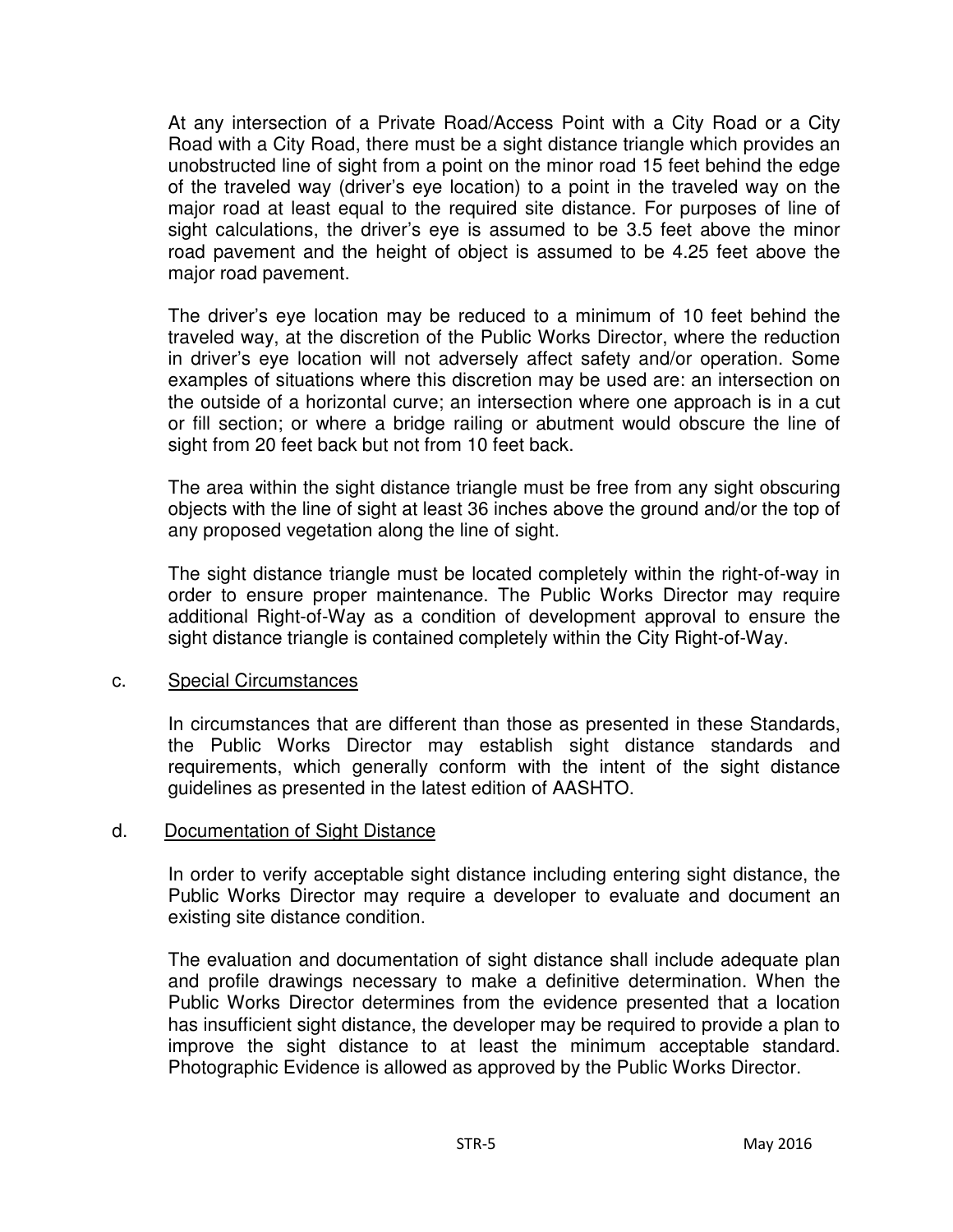At any intersection of a Private Road/Access Point with a City Road or a City Road with a City Road, there must be a sight distance triangle which provides an unobstructed line of sight from a point on the minor road 15 feet behind the edge of the traveled way (driver's eye location) to a point in the traveled way on the major road at least equal to the required site distance. For purposes of line of sight calculations, the driver's eye is assumed to be 3.5 feet above the minor road pavement and the height of object is assumed to be 4.25 feet above the major road pavement.

The driver's eye location may be reduced to a minimum of 10 feet behind the traveled way, at the discretion of the Public Works Director, where the reduction in driver's eye location will not adversely affect safety and/or operation. Some examples of situations where this discretion may be used are: an intersection on the outside of a horizontal curve; an intersection where one approach is in a cut or fill section; or where a bridge railing or abutment would obscure the line of sight from 20 feet back but not from 10 feet back.

The area within the sight distance triangle must be free from any sight obscuring objects with the line of sight at least 36 inches above the ground and/or the top of any proposed vegetation along the line of sight.

The sight distance triangle must be located completely within the right-of-way in order to ensure proper maintenance. The Public Works Director may require additional Right-of-Way as a condition of development approval to ensure the sight distance triangle is contained completely within the City Right-of-Way.

c. <u>Special Circumstances</u>

In circumstances that are different than those as presented in these Standards, the Public Works Director may establish sight distance standards and requirements, which generally conform with the intent of the sight distance guidelines as presented in the latest edition of AASHTO.

d. <u>Documentation of Sight Distance</u>

In order to verify acceptable sight distance including entering sight distance, the Public Works Director may require a developer to evaluate and document an existing site distance condition.

The evaluation and documentation of sight distance shall include adequate plan and profile drawings necessary to make a definitive determination. When the Public Works Director determines from the evidence presented that a location has insufficient sight distance, the developer may be required to provide a plan to improve the sight distance to at least the minimum acceptable standard. Photographic Evidence is allowed as approved by the Public Works Director.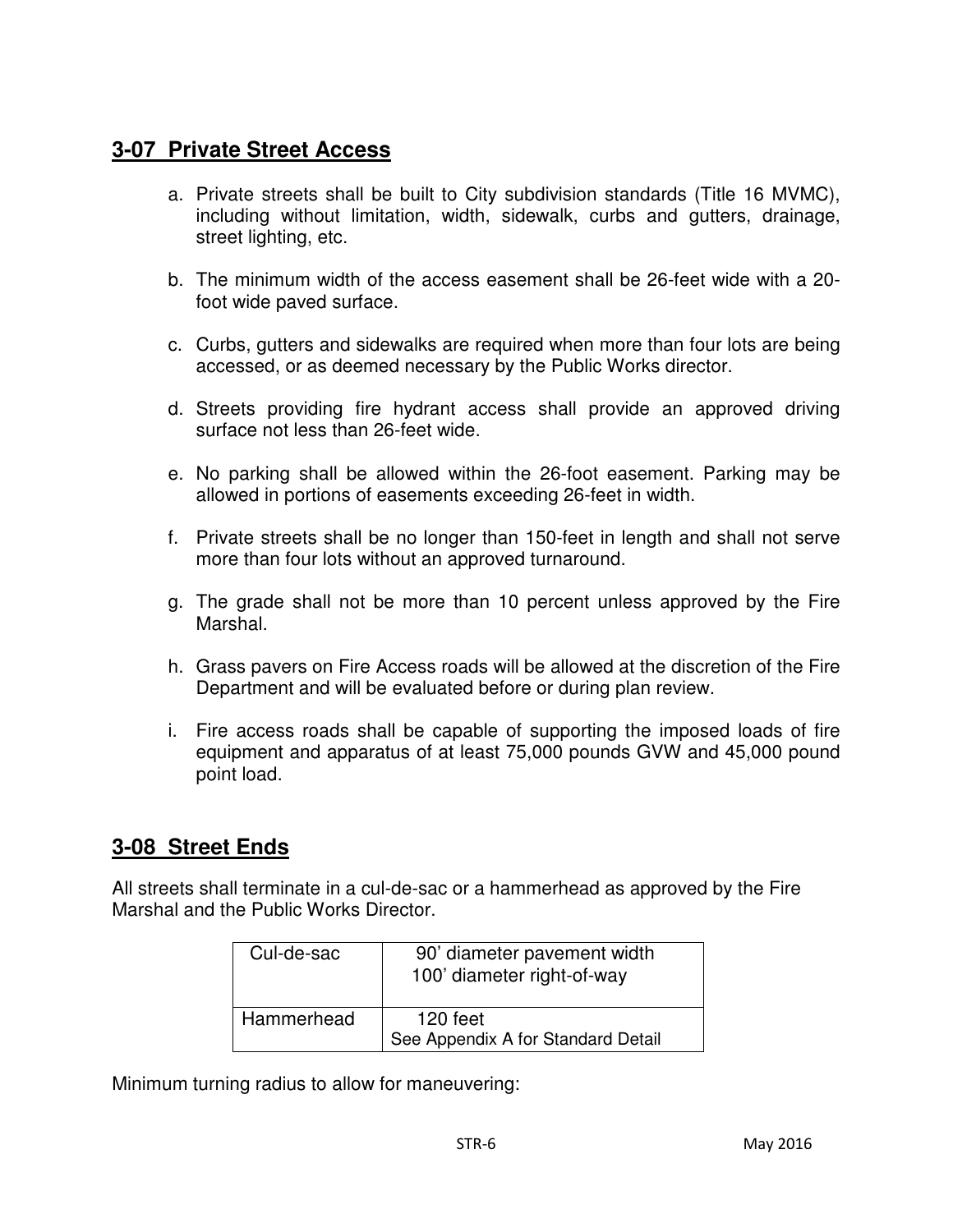## 3-07 Private Street Access

a. Private streets shall be built to City subdivision standards (Title 16 MVMC), including without limitation, width, sidewalk, curbs and gutters, drainage, street lighting, etc.

b. The minimum width of the access easement shall be 26-feet wide with a 20-foot wide paved surface.

c. Curbs, gutters and sidewalks are required when more than four lots are being accessed, or as deemed necessary by the Public Works director.

d. Streets providing fire hydrant access shall provide an approved driving surface not less than 26-feet wide.

e. No parking shall be allowed within the 26-foot easement. Parking may be allowed in portions of easements exceeding 26-feet in width.

f. Private streets shall be no longer than 150-feet in length and shall not serve more than four lots without an approved turnaround.

g. The grade shall not be more than 10 percent unless approved by the Fire Marshal.

h. Grass pavers on Fire Access roads will be allowed at the discretion of the Fire Department and will be evaluated before or during plan review.

i. Fire access roads shall be capable of supporting the imposed loads of fire equipment and apparatus of at least 75,000 pounds GVW and 45,000 pound point load.

## 3-08 Street Ends

All streets shall terminate in a cul-de-sac or a hammerhead as approved by the Fire Marshal and the Public Works Director.

| | |
|---|---|
| Cul-de-sac | 90’ diameter pavement width<br>100’ diameter right-of-way |
| Hammerhead | 120 feet<br>See Appendix A for Standard Detail |

Minimum turning radius to allow for maneuvering: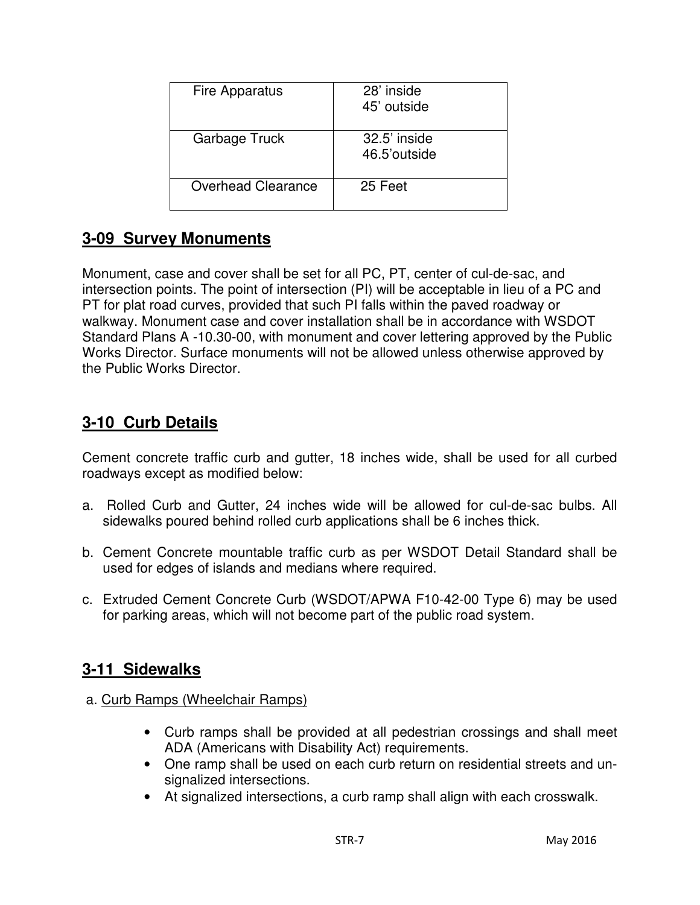| Fire Apparatus | 28' inside<br>45' outside |
|---|---|
| Garbage Truck | 32.5' inside<br>46.5'outside |
| Overhead Clearance | 25 Feet |

## 3-09 Survey Monuments

Monument, case and cover shall be set for all PC, PT, center of cul-de-sac, and intersection points. The point of intersection (PI) will be acceptable in lieu of a PC and PT for plat road curves, provided that such PI falls within the paved roadway or walkway. Monument case and cover installation shall be in accordance with WSDOT Standard Plans A -10.30-00, with monument and cover lettering approved by the Public Works Director. Surface monuments will not be allowed unless otherwise approved by the Public Works Director.

## 3-10 Curb Details

Cement concrete traffic curb and gutter, 18 inches wide, shall be used for all curbed roadways except as modified below:

a. Rolled Curb and Gutter, 24 inches wide will be allowed for cul-de-sac bulbs. All sidewalks poured behind rolled curb applications shall be 6 inches thick.

b. Cement Concrete mountable traffic curb as per WSDOT Detail Standard shall be used for edges of islands and medians where required.

c. Extruded Cement Concrete Curb (WSDOT/APWA F10-42-00 Type 6) may be used for parking areas, which will not become part of the public road system.

## 3-11 Sidewalks

a. Curb Ramps (Wheelchair Ramps)

- Curb ramps shall be provided at all pedestrian crossings and shall meet ADA (Americans with Disability Act) requirements.
- One ramp shall be used on each curb return on residential streets and un-signalized intersections.
- At signalized intersections, a curb ramp shall align with each crosswalk.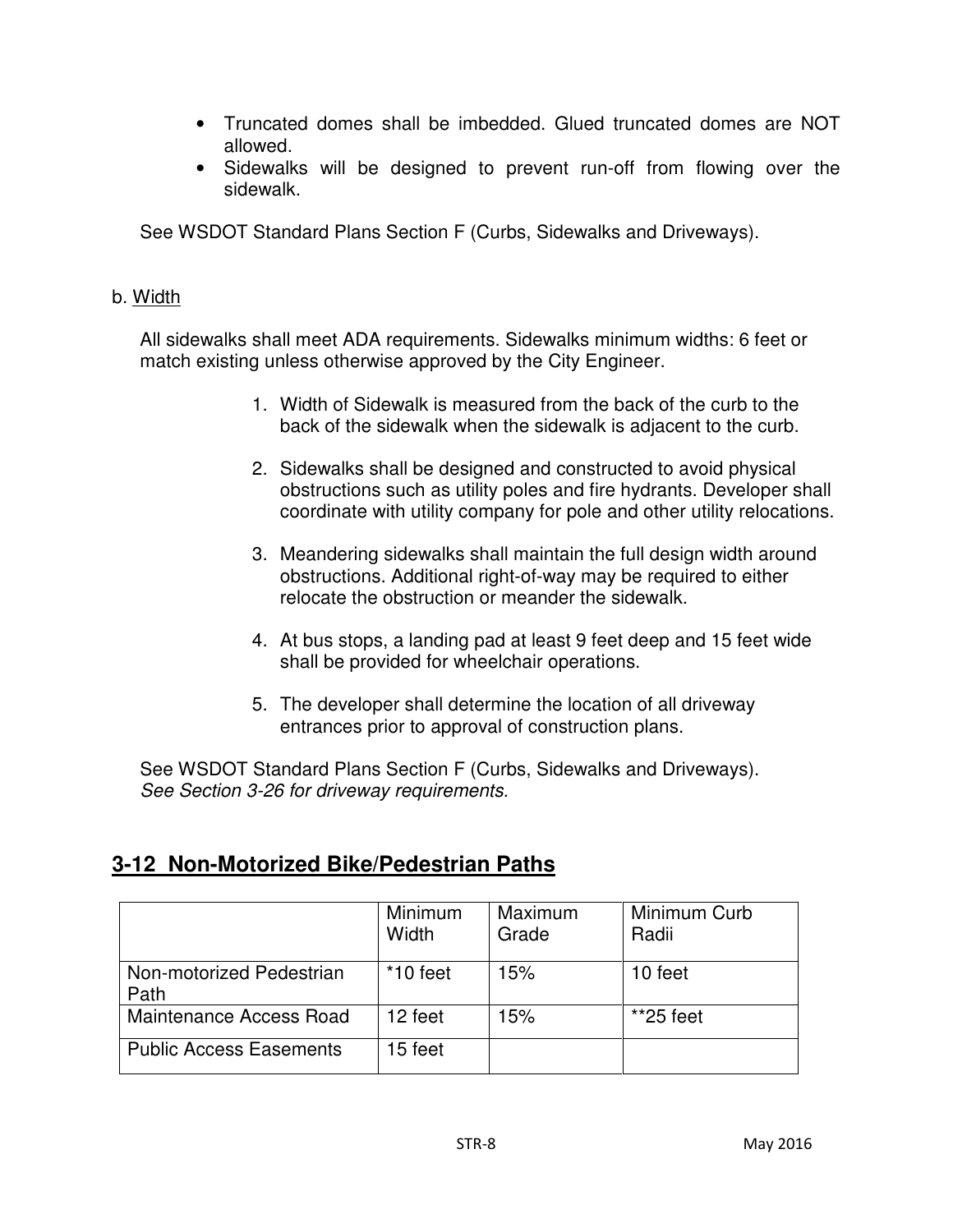- Truncated domes shall be imbedded. Glued truncated domes are NOT allowed.
- Sidewalks will be designed to prevent run-off from flowing over the sidewalk.

See WSDOT Standard Plans Section F (Curbs, Sidewalks and Driveways).

b. Width

All sidewalks shall meet ADA requirements. Sidewalks minimum widths: 6 feet or match existing unless otherwise approved by the City Engineer.

1. Width of Sidewalk is measured from the back of the curb to the back of the sidewalk when the sidewalk is adjacent to the curb.

2. Sidewalks shall be designed and constructed to avoid physical obstructions such as utility poles and fire hydrants. Developer shall coordinate with utility company for pole and other utility relocations.

3. Meandering sidewalks shall maintain the full design width around obstructions. Additional right-of-way may be required to either relocate the obstruction or meander the sidewalk.

4. At bus stops, a landing pad at least 9 feet deep and 15 feet wide shall be provided for wheelchair operations.

5. The developer shall determine the location of all driveway entrances prior to approval of construction plans.

See WSDOT Standard Plans Section F (Curbs, Sidewalks and Driveways).
*See Section 3-26 for driveway requirements.*

## 3-12 Non-Motorized Bike/Pedestrian Paths

| | Minimum Width | Maximum Grade | Minimum Curb Radii |
|---|---|---|---|
| Non-motorized Pedestrian Path | *10 feet | 15% | 10 feet |
| Maintenance Access Road | 12 feet | 15% | **25 feet |
| Public Access Easements | 15 feet | | |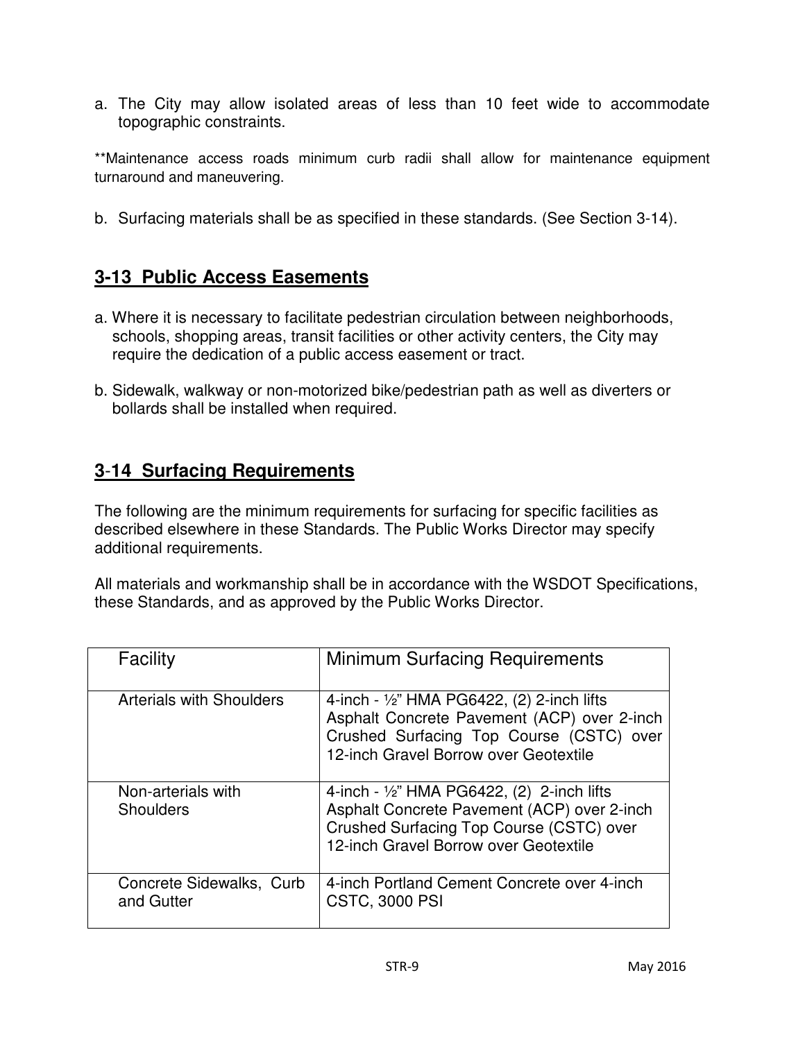a. The City may allow isolated areas of less than 10 feet wide to accommodate topographic constraints.

**Maintenance access roads minimum curb radii shall allow for maintenance equipment turnaround and maneuvering.

b. Surfacing materials shall be as specified in these standards. (See Section 3-14).

## 3-13 Public Access Easements

a. Where it is necessary to facilitate pedestrian circulation between neighborhoods, schools, shopping areas, transit facilities or other activity centers, the City may require the dedication of a public access easement or tract.

b. Sidewalk, walkway or non-motorized bike/pedestrian path as well as diverters or bollards shall be installed when required.

## 3-14 Surfacing Requirements

The following are the minimum requirements for surfacing for specific facilities as described elsewhere in these Standards. The Public Works Director may specify additional requirements.

All materials and workmanship shall be in accordance with the WSDOT Specifications, these Standards, and as approved by the Public Works Director.

| Facility | Minimum Surfacing Requirements |
|---|---|
| Arterials with Shoulders | 4-inch - ½" HMA PG6422, (2) 2-inch lifts Asphalt Concrete Pavement (ACP) over 2-inch Crushed Surfacing Top Course (CSTC) over 12-inch Gravel Borrow over Geotextile |
| Non-arterials with Shoulders | 4-inch - ½" HMA PG6422, (2) 2-inch lifts Asphalt Concrete Pavement (ACP) over 2-inch Crushed Surfacing Top Course (CSTC) over 12-inch Gravel Borrow over Geotextile |
| Concrete Sidewalks, Curb and Gutter | 4-inch Portland Cement Concrete over 4-inch CSTC, 3000 PSI |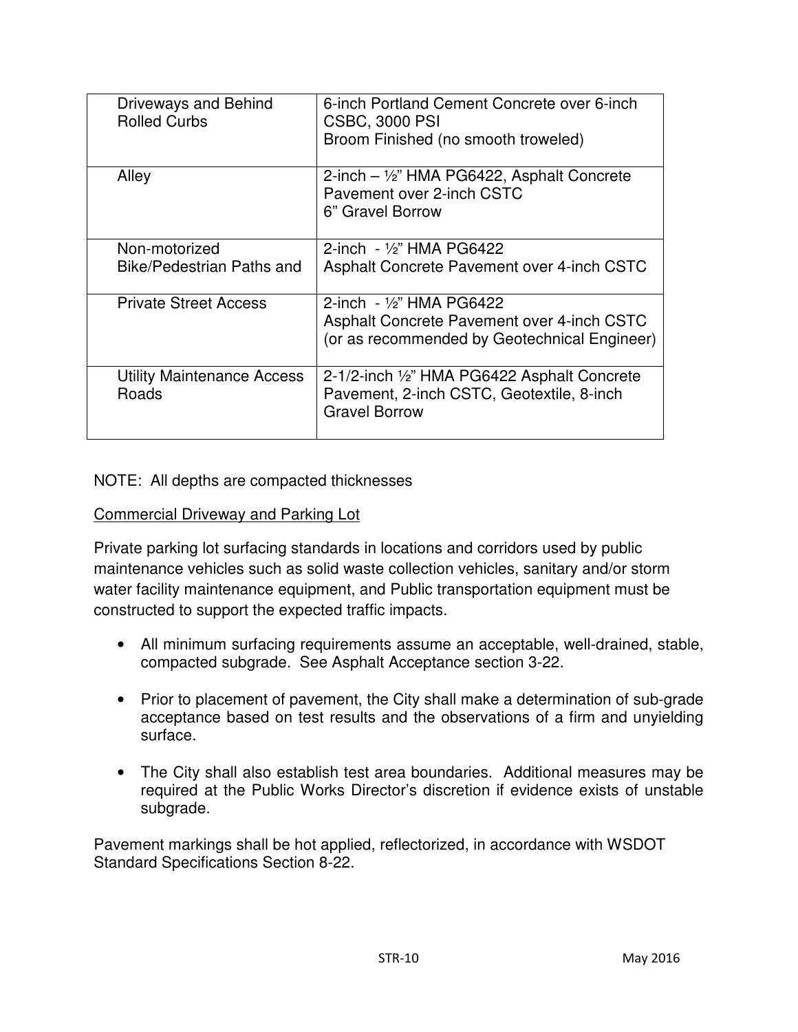| Driveways and Behind Rolled Curbs | 6-inch Portland Cement Concrete over 6-inch CSBC, 3000 PSI<br>Broom Finished (no smooth troweled) |
|---|---|
| Alley | 2-inch – ½" HMA PG6422, Asphalt Concrete Pavement over 2-inch CSTC<br>6" Gravel Borrow |
| Non-motorized Bike/Pedestrian Paths and | 2-inch - ½" HMA PG6422<br>Asphalt Concrete Pavement over 4-inch CSTC |
| Private Street Access | 2-inch - ½" HMA PG6422<br>Asphalt Concrete Pavement over 4-inch CSTC (or as recommended by Geotechnical Engineer) |
| Utility Maintenance Access Roads | 2-1/2-inch ½" HMA PG6422 Asphalt Concrete Pavement, 2-inch CSTC, Geotextile, 8-inch Gravel Borrow |

NOTE: All depths are compacted thicknesses

Commercial Driveway and Parking Lot

Private parking lot surfacing standards in locations and corridors used by public maintenance vehicles such as solid waste collection vehicles, sanitary and/or storm water facility maintenance equipment, and Public transportation equipment must be constructed to support the expected traffic impacts.

- All minimum surfacing requirements assume an acceptable, well-drained, stable, compacted subgrade. See Asphalt Acceptance section 3-22.
- Prior to placement of pavement, the City shall make a determination of sub-grade acceptance based on test results and the observations of a firm and unyielding surface.
- The City shall also establish test area boundaries. Additional measures may be required at the Public Works Director's discretion if evidence exists of unstable subgrade.

Pavement markings shall be hot applied, reflectorized, in accordance with WSDOT Standard Specifications Section 8-22.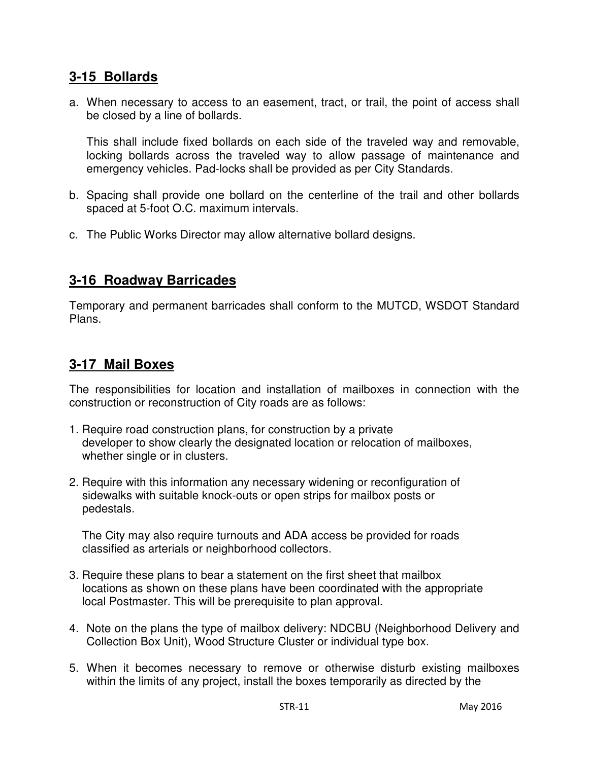## 3-15 Bollards

a. When necessary to access to an easement, tract, or trail, the point of access shall be closed by a line of bollards.

   This shall include fixed bollards on each side of the traveled way and removable, locking bollards across the traveled way to allow passage of maintenance and emergency vehicles. Pad-locks shall be provided as per City Standards.

b. Spacing shall provide one bollard on the centerline of the trail and other bollards spaced at 5-foot O.C. maximum intervals.

c. The Public Works Director may allow alternative bollard designs.

## 3-16 Roadway Barricades

Temporary and permanent barricades shall conform to the MUTCD, WSDOT Standard Plans.

## 3-17 Mail Boxes

The responsibilities for location and installation of mailboxes in connection with the construction or reconstruction of City roads are as follows:

1. Require road construction plans, for construction by a private developer to show clearly the designated location or relocation of mailboxes, whether single or in clusters.

2. Require with this information any necessary widening or reconfiguration of sidewalks with suitable knock-outs or open strips for mailbox posts or pedestals.

   The City may also require turnouts and ADA access be provided for roads classified as arterials or neighborhood collectors.

3. Require these plans to bear a statement on the first sheet that mailbox locations as shown on these plans have been coordinated with the appropriate local Postmaster. This will be prerequisite to plan approval.

4. Note on the plans the type of mailbox delivery: NDCBU (Neighborhood Delivery and Collection Box Unit), Wood Structure Cluster or individual type box.

5. When it becomes necessary to remove or otherwise disturb existing mailboxes within the limits of any project, install the boxes temporarily as directed by the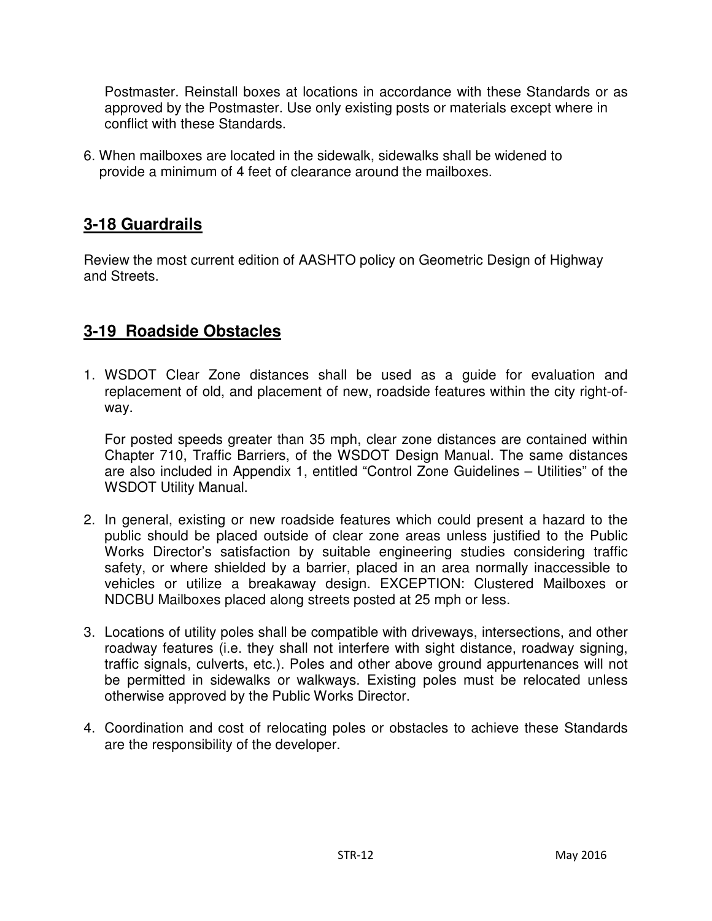Postmaster. Reinstall boxes at locations in accordance with these Standards or as approved by the Postmaster. Use only existing posts or materials except where in conflict with these Standards.

6. When mailboxes are located in the sidewalk, sidewalks shall be widened to provide a minimum of 4 feet of clearance around the mailboxes.

## 3-18 Guardrails

Review the most current edition of AASHTO policy on Geometric Design of Highway and Streets.

## 3-19 Roadside Obstacles

1. WSDOT Clear Zone distances shall be used as a guide for evaluation and replacement of old, and placement of new, roadside features within the city right-of-way.

   For posted speeds greater than 35 mph, clear zone distances are contained within Chapter 710, Traffic Barriers, of the WSDOT Design Manual. The same distances are also included in Appendix 1, entitled "Control Zone Guidelines – Utilities" of the WSDOT Utility Manual.

2. In general, existing or new roadside features which could present a hazard to the public should be placed outside of clear zone areas unless justified to the Public Works Director's satisfaction by suitable engineering studies considering traffic safety, or where shielded by a barrier, placed in an area normally inaccessible to vehicles or utilize a breakaway design. EXCEPTION: Clustered Mailboxes or NDCBU Mailboxes placed along streets posted at 25 mph or less.

3. Locations of utility poles shall be compatible with driveways, intersections, and other roadway features (i.e. they shall not interfere with sight distance, roadway signing, traffic signals, culverts, etc.). Poles and other above ground appurtenances will not be permitted in sidewalks or walkways. Existing poles must be relocated unless otherwise approved by the Public Works Director.

4. Coordination and cost of relocating poles or obstacles to achieve these Standards are the responsibility of the developer.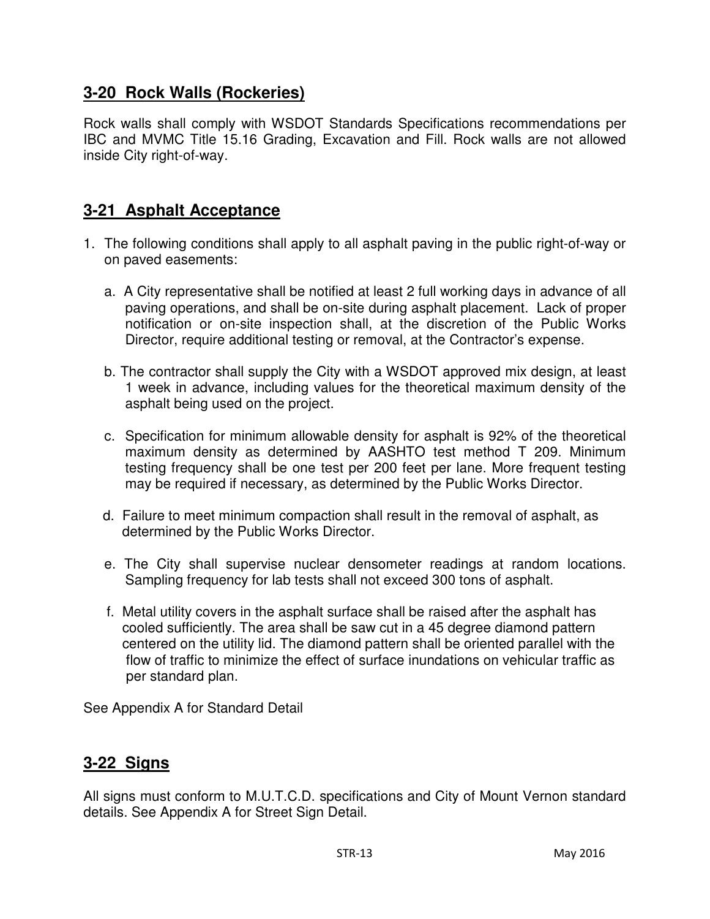## 3-20 Rock Walls (Rockeries)

Rock walls shall comply with WSDOT Standards Specifications recommendations per IBC and MVMC Title 15.16 Grading, Excavation and Fill. Rock walls are not allowed inside City right-of-way.

## 3-21 Asphalt Acceptance

1. The following conditions shall apply to all asphalt paving in the public right-of-way or on paved easements:

   a. A City representative shall be notified at least 2 full working days in advance of all paving operations, and shall be on-site during asphalt placement. Lack of proper notification or on-site inspection shall, at the discretion of the Public Works Director, require additional testing or removal, at the Contractor's expense.

   b. The contractor shall supply the City with a WSDOT approved mix design, at least 1 week in advance, including values for the theoretical maximum density of the asphalt being used on the project.

   c. Specification for minimum allowable density for asphalt is 92% of the theoretical maximum density as determined by AASHTO test method T 209. Minimum testing frequency shall be one test per 200 feet per lane. More frequent testing may be required if necessary, as determined by the Public Works Director.

   d. Failure to meet minimum compaction shall result in the removal of asphalt, as determined by the Public Works Director.

   e. The City shall supervise nuclear densometer readings at random locations. Sampling frequency for lab tests shall not exceed 300 tons of asphalt.

   f. Metal utility covers in the asphalt surface shall be raised after the asphalt has cooled sufficiently. The area shall be saw cut in a 45 degree diamond pattern centered on the utility lid. The diamond pattern shall be oriented parallel with the flow of traffic to minimize the effect of surface inundations on vehicular traffic as per standard plan.

See Appendix A for Standard Detail

## 3-22 Signs

All signs must conform to M.U.T.C.D. specifications and City of Mount Vernon standard details. See Appendix A for Street Sign Detail.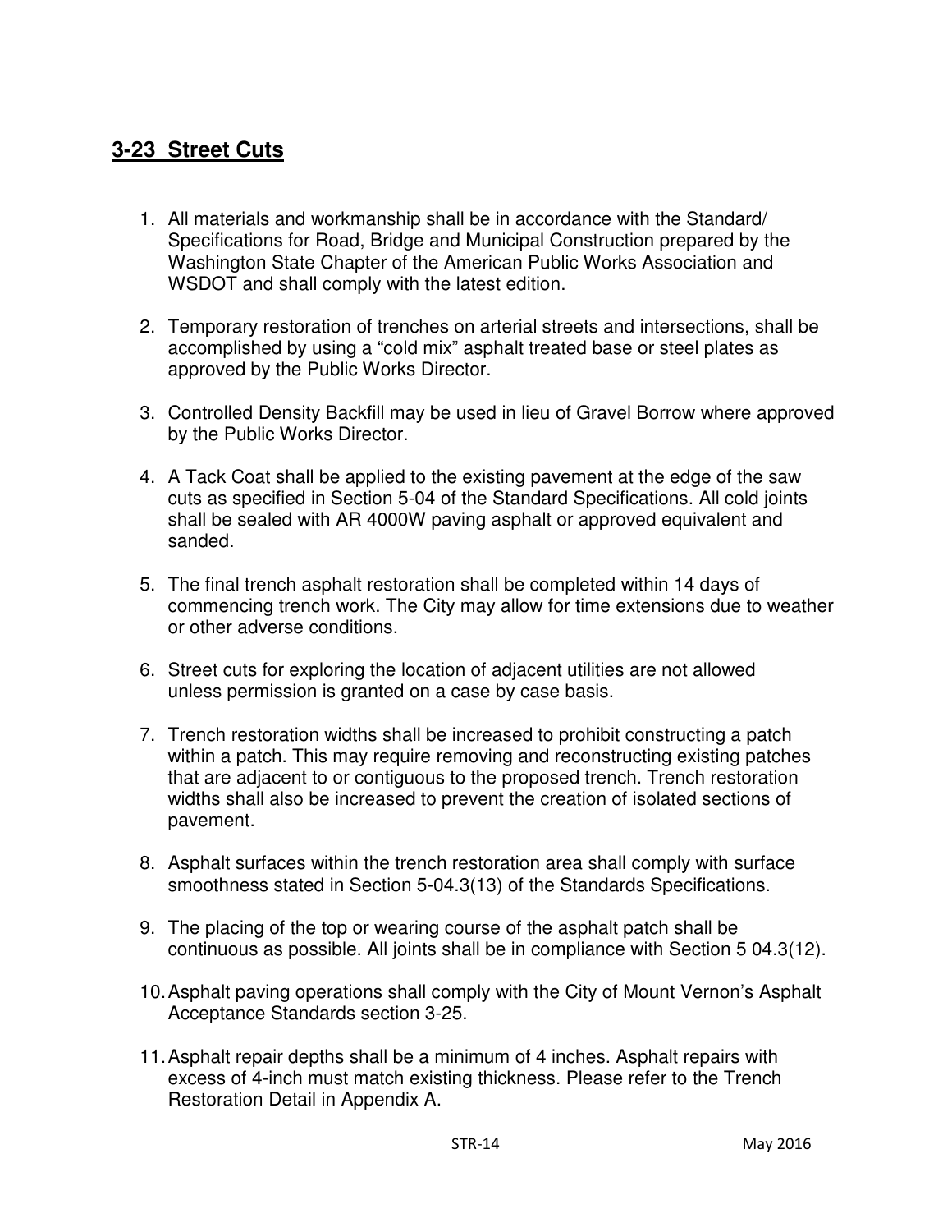## 3-23 Street Cuts

1. All materials and workmanship shall be in accordance with the Standard/ Specifications for Road, Bridge and Municipal Construction prepared by the Washington State Chapter of the American Public Works Association and WSDOT and shall comply with the latest edition.

2. Temporary restoration of trenches on arterial streets and intersections, shall be accomplished by using a "cold mix" asphalt treated base or steel plates as approved by the Public Works Director.

3. Controlled Density Backfill may be used in lieu of Gravel Borrow where approved by the Public Works Director.

4. A Tack Coat shall be applied to the existing pavement at the edge of the saw cuts as specified in Section 5-04 of the Standard Specifications. All cold joints shall be sealed with AR 4000W paving asphalt or approved equivalent and sanded.

5. The final trench asphalt restoration shall be completed within 14 days of commencing trench work. The City may allow for time extensions due to weather or other adverse conditions.

6. Street cuts for exploring the location of adjacent utilities are not allowed unless permission is granted on a case by case basis.

7. Trench restoration widths shall be increased to prohibit constructing a patch within a patch. This may require removing and reconstructing existing patches that are adjacent to or contiguous to the proposed trench. Trench restoration widths shall also be increased to prevent the creation of isolated sections of pavement.

8. Asphalt surfaces within the trench restoration area shall comply with surface smoothness stated in Section 5-04.3(13) of the Standards Specifications.

9. The placing of the top or wearing course of the asphalt patch shall be continuous as possible. All joints shall be in compliance with Section 5 04.3(12).

10. Asphalt paving operations shall comply with the City of Mount Vernon's Asphalt Acceptance Standards section 3-25.

11. Asphalt repair depths shall be a minimum of 4 inches. Asphalt repairs with excess of 4-inch must match existing thickness. Please refer to the Trench Restoration Detail in Appendix A.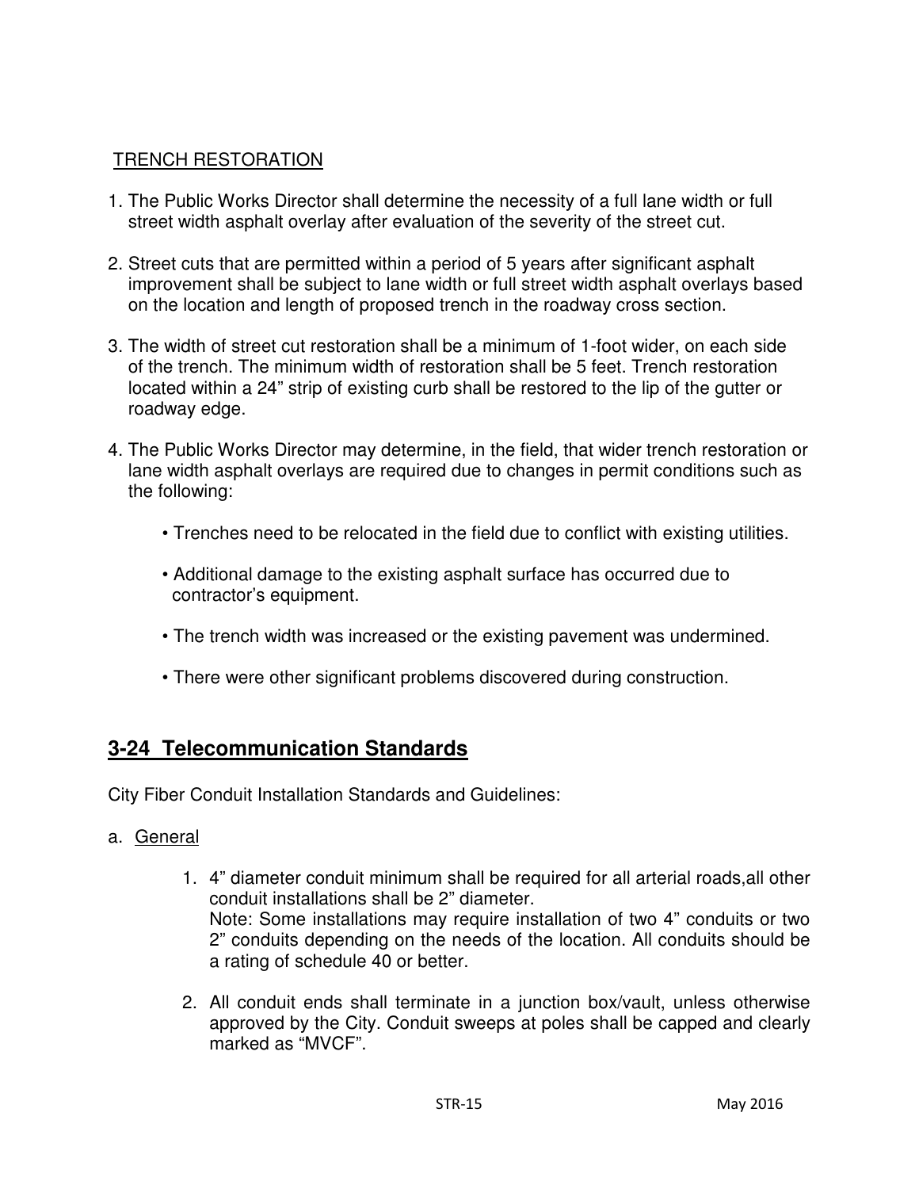TRENCH RESTORATION

1. The Public Works Director shall determine the necessity of a full lane width or full street width asphalt overlay after evaluation of the severity of the street cut.

2. Street cuts that are permitted within a period of 5 years after significant asphalt improvement shall be subject to lane width or full street width asphalt overlays based on the location and length of proposed trench in the roadway cross section.

3. The width of street cut restoration shall be a minimum of 1-foot wider, on each side of the trench. The minimum width of restoration shall be 5 feet. Trench restoration located within a 24" strip of existing curb shall be restored to the lip of the gutter or roadway edge.

4. The Public Works Director may determine, in the field, that wider trench restoration or lane width asphalt overlays are required due to changes in permit conditions such as the following:

   - Trenches need to be relocated in the field due to conflict with existing utilities.

   - Additional damage to the existing asphalt surface has occurred due to contractor's equipment.

   - The trench width was increased or the existing pavement was undermined.

   - There were other significant problems discovered during construction.

## 3-24 Telecommunication Standards

City Fiber Conduit Installation Standards and Guidelines:

a. General

   1. 4" diameter conduit minimum shall be required for all arterial roads,all other conduit installations shall be 2" diameter.
      Note: Some installations may require installation of two 4" conduits or two 2" conduits depending on the needs of the location. All conduits should be a rating of schedule 40 or better.

   2. All conduit ends shall terminate in a junction box/vault, unless otherwise approved by the City. Conduit sweeps at poles shall be capped and clearly marked as "MVCF".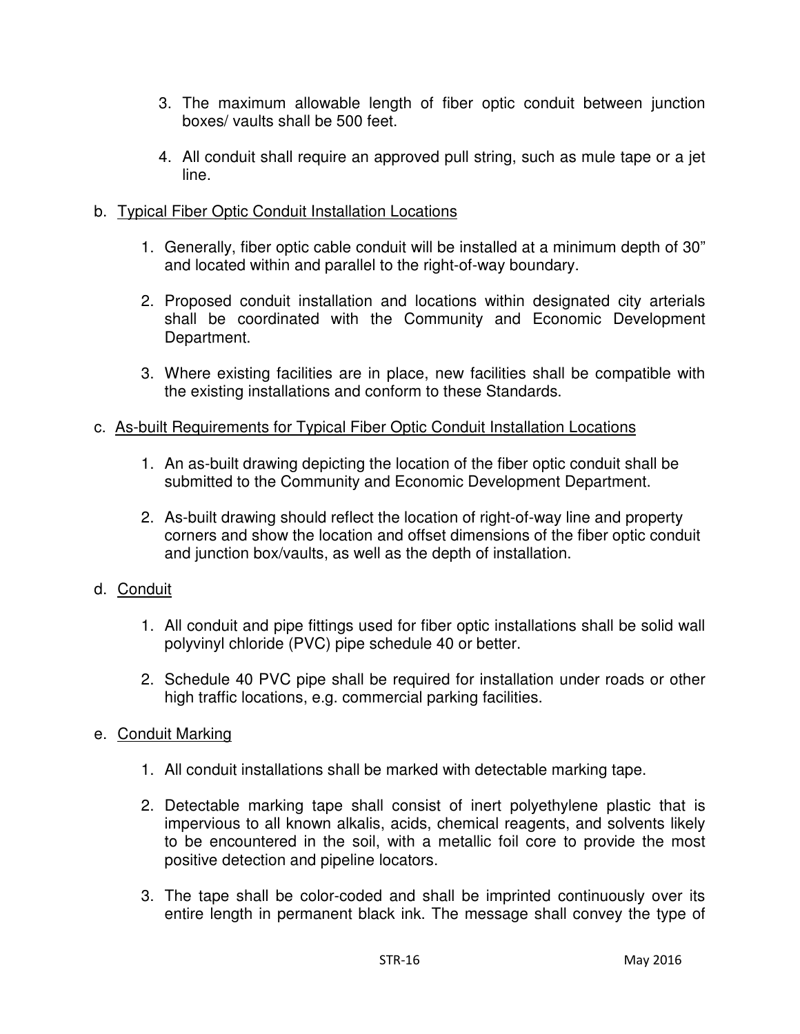3. The maximum allowable length of fiber optic conduit between junction boxes/ vaults shall be 500 feet.

4. All conduit shall require an approved pull string, such as mule tape or a jet line.

b. <u>Typical Fiber Optic Conduit Installation Locations</u>

1. Generally, fiber optic cable conduit will be installed at a minimum depth of 30" and located within and parallel to the right-of-way boundary.

2. Proposed conduit installation and locations within designated city arterials shall be coordinated with the Community and Economic Development Department.

3. Where existing facilities are in place, new facilities shall be compatible with the existing installations and conform to these Standards.

c. <u>As-built Requirements for Typical Fiber Optic Conduit Installation Locations</u>

1. An as-built drawing depicting the location of the fiber optic conduit shall be submitted to the Community and Economic Development Department.

2. As-built drawing should reflect the location of right-of-way line and property corners and show the location and offset dimensions of the fiber optic conduit and junction box/vaults, as well as the depth of installation.

d. <u>Conduit</u>

1. All conduit and pipe fittings used for fiber optic installations shall be solid wall polyvinyl chloride (PVC) pipe schedule 40 or better.

2. Schedule 40 PVC pipe shall be required for installation under roads or other high traffic locations, e.g. commercial parking facilities.

e. <u>Conduit Marking</u>

1. All conduit installations shall be marked with detectable marking tape.

2. Detectable marking tape shall consist of inert polyethylene plastic that is impervious to all known alkalis, acids, chemical reagents, and solvents likely to be encountered in the soil, with a metallic foil core to provide the most positive detection and pipeline locators.

3. The tape shall be color-coded and shall be imprinted continuously over its entire length in permanent black ink. The message shall convey the type of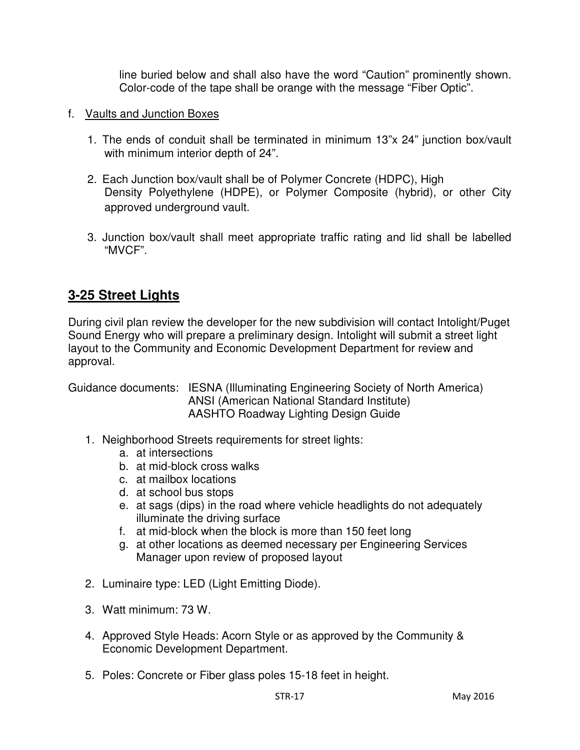line buried below and shall also have the word “Caution” prominently shown. Color-code of the tape shall be orange with the message “Fiber Optic”.

f. Vaults and Junction Boxes

1. The ends of conduit shall be terminated in minimum 13”x 24” junction box/vault with minimum interior depth of 24”.

2. Each Junction box/vault shall be of Polymer Concrete (HDPC), High Density Polyethylene (HDPE), or Polymer Composite (hybrid), or other City approved underground vault.

3. Junction box/vault shall meet appropriate traffic rating and lid shall be labelled “MVCF”.

## 3-25 Street Lights

During civil plan review the developer for the new subdivision will contact Intolight/Puget Sound Energy who will prepare a preliminary design. Intolight will submit a street light layout to the Community and Economic Development Department for review and approval.

Guidance documents: IESNA (Illuminating Engineering Society of North America)
ANSI (American National Standard Institute)
AASHTO Roadway Lighting Design Guide

1. Neighborhood Streets requirements for street lights:
   a. at intersections
   b. at mid-block cross walks
   c. at mailbox locations
   d. at school bus stops
   e. at sags (dips) in the road where vehicle headlights do not adequately illuminate the driving surface
   f. at mid-block when the block is more than 150 feet long
   g. at other locations as deemed necessary per Engineering Services Manager upon review of proposed layout

2. Luminaire type: LED (Light Emitting Diode).

3. Watt minimum: 73 W.

4. Approved Style Heads: Acorn Style or as approved by the Community & Economic Development Department.

5. Poles: Concrete or Fiber glass poles 15-18 feet in height.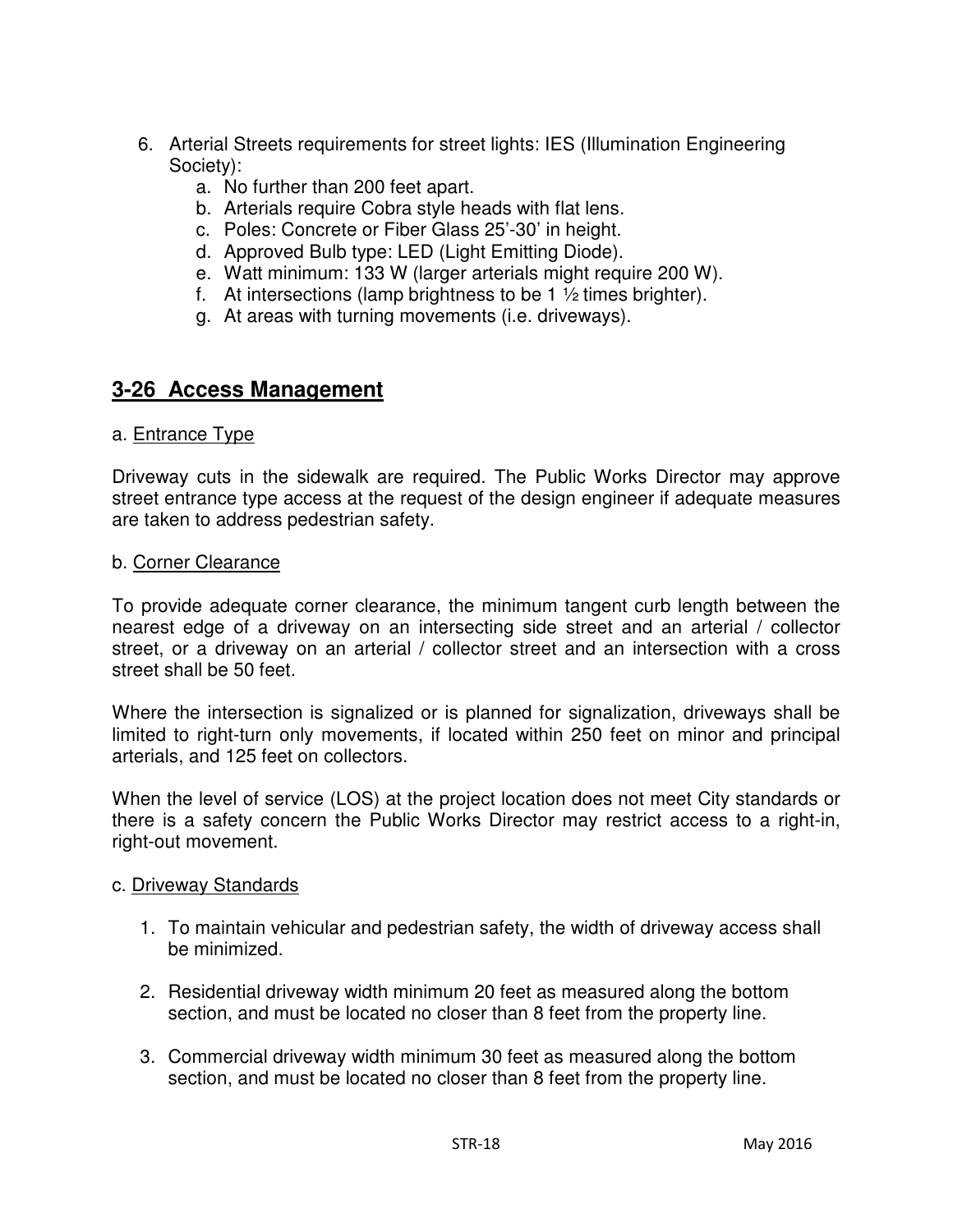6. Arterial Streets requirements for street lights: IES (Illumination Engineering Society):
    a. No further than 200 feet apart.
    b. Arterials require Cobra style heads with flat lens.
    c. Poles: Concrete or Fiber Glass 25'-30' in height.
    d. Approved Bulb type: LED (Light Emitting Diode).
    e. Watt minimum: 133 W (larger arterials might require 200 W).
    f. At intersections (lamp brightness to be 1 ½ times brighter).
    g. At areas with turning movements (i.e. driveways).

## 3-26 Access Management

a. Entrance Type

Driveway cuts in the sidewalk are required. The Public Works Director may approve street entrance type access at the request of the design engineer if adequate measures are taken to address pedestrian safety.

b. Corner Clearance

To provide adequate corner clearance, the minimum tangent curb length between the nearest edge of a driveway on an intersecting side street and an arterial / collector street, or a driveway on an arterial / collector street and an intersection with a cross street shall be 50 feet.

Where the intersection is signalized or is planned for signalization, driveways shall be limited to right-turn only movements, if located within 250 feet on minor and principal arterials, and 125 feet on collectors.

When the level of service (LOS) at the project location does not meet City standards or there is a safety concern the Public Works Director may restrict access to a right-in, right-out movement.

c. Driveway Standards

1. To maintain vehicular and pedestrian safety, the width of driveway access shall be minimized.

2. Residential driveway width minimum 20 feet as measured along the bottom section, and must be located no closer than 8 feet from the property line.

3. Commercial driveway width minimum 30 feet as measured along the bottom section, and must be located no closer than 8 feet from the property line.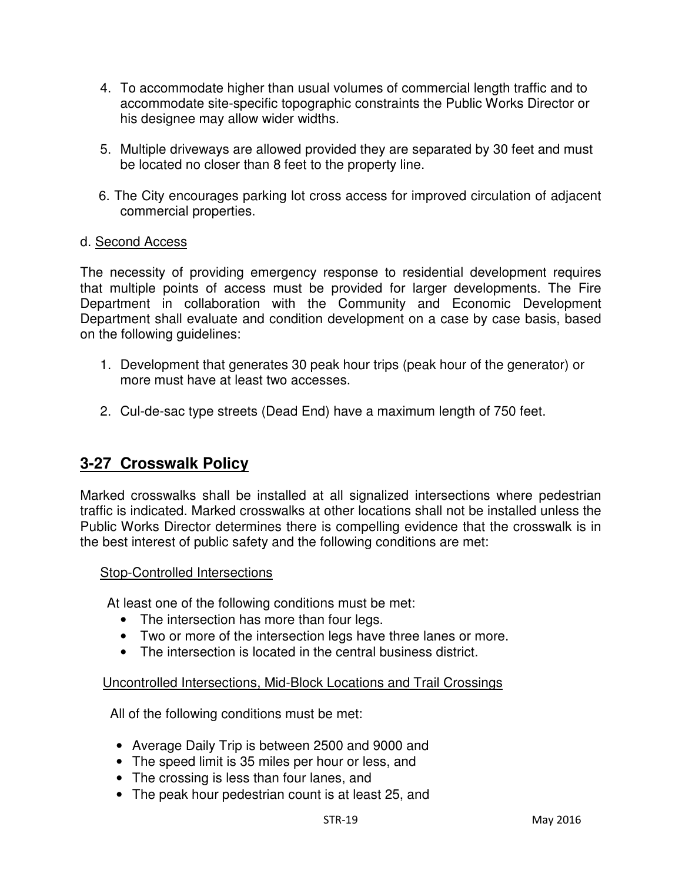4. To accommodate higher than usual volumes of commercial length traffic and to accommodate site-specific topographic constraints the Public Works Director or his designee may allow wider widths.

5. Multiple driveways are allowed provided they are separated by 30 feet and must be located no closer than 8 feet to the property line.

6. The City encourages parking lot cross access for improved circulation of adjacent commercial properties.

d. Second Access

The necessity of providing emergency response to residential development requires that multiple points of access must be provided for larger developments. The Fire Department in collaboration with the Community and Economic Development Department shall evaluate and condition development on a case by case basis, based on the following guidelines:

1. Development that generates 30 peak hour trips (peak hour of the generator) or more must have at least two accesses.

2. Cul-de-sac type streets (Dead End) have a maximum length of 750 feet.

## 3-27 Crosswalk Policy

Marked crosswalks shall be installed at all signalized intersections where pedestrian traffic is indicated. Marked crosswalks at other locations shall not be installed unless the Public Works Director determines there is compelling evidence that the crosswalk is in the best interest of public safety and the following conditions are met:

Stop-Controlled Intersections

At least one of the following conditions must be met:

- The intersection has more than four legs.
- Two or more of the intersection legs have three lanes or more.
- The intersection is located in the central business district.

Uncontrolled Intersections, Mid-Block Locations and Trail Crossings

All of the following conditions must be met:

- Average Daily Trip is between 2500 and 9000 and
- The speed limit is 35 miles per hour or less, and
- The crossing is less than four lanes, and
- The peak hour pedestrian count is at least 25, and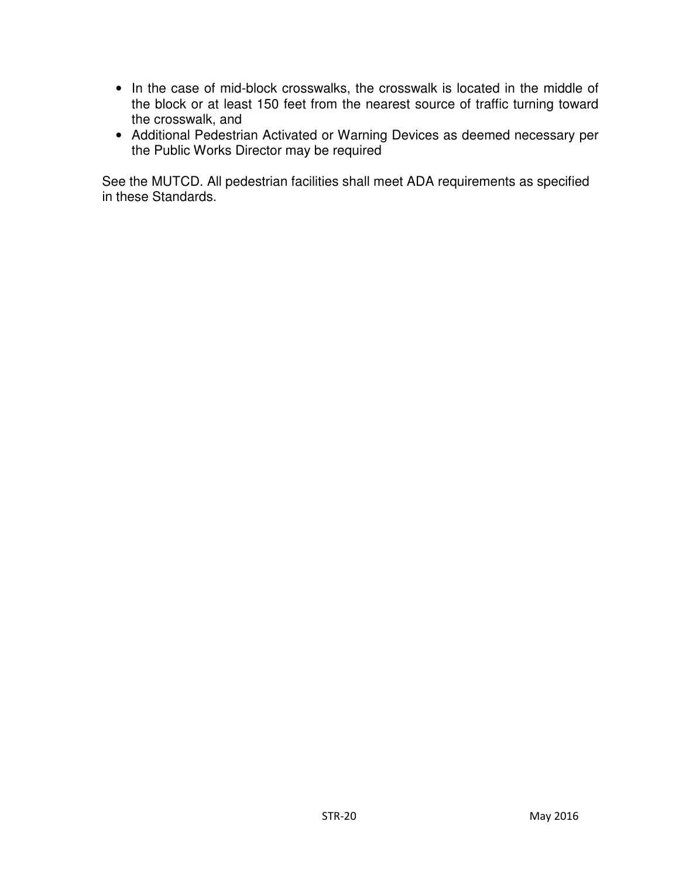- In the case of mid-block crosswalks, the crosswalk is located in the middle of the block or at least 150 feet from the nearest source of traffic turning toward the crosswalk, and
- Additional Pedestrian Activated or Warning Devices as deemed necessary per the Public Works Director may be required

See the MUTCD. All pedestrian facilities shall meet ADA requirements as specified in these Standards.